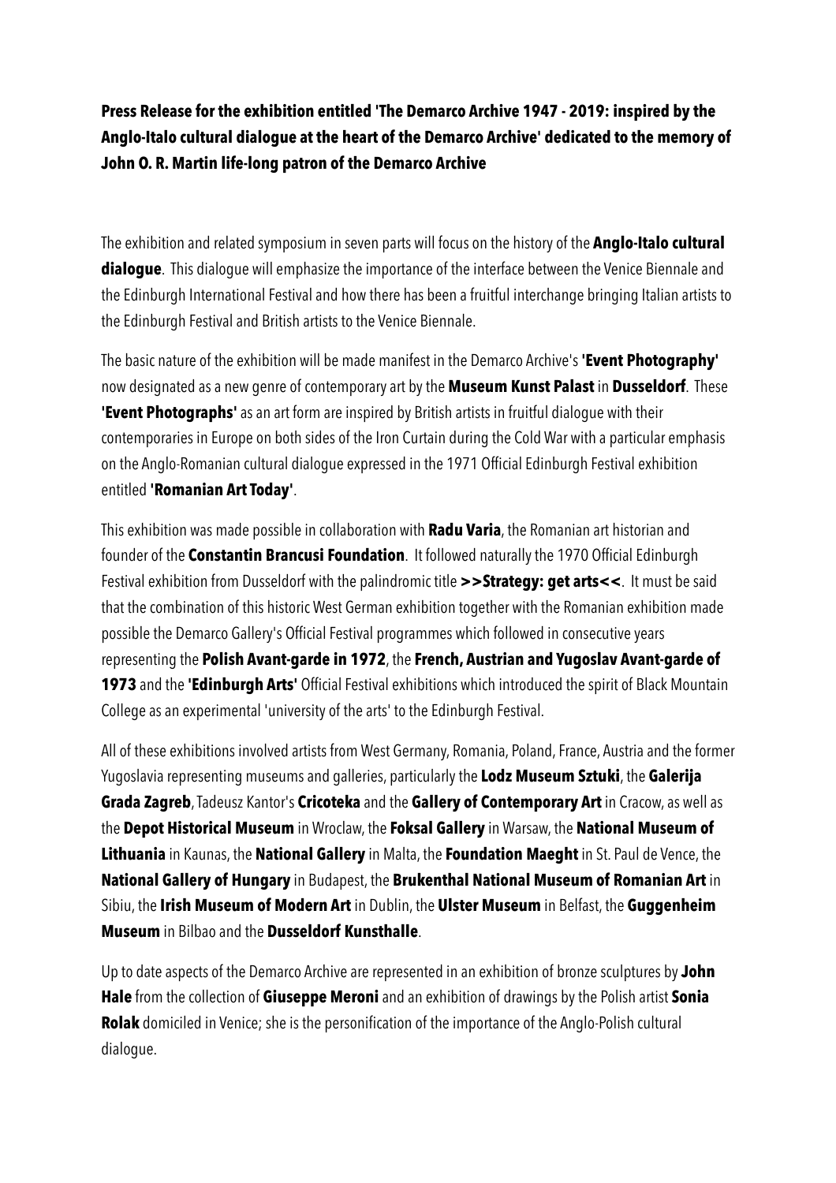**Press Release for the exhibition entitled 'The Demarco Archive 1947 - 2019: inspired by the Anglo-Italo cultural dialogue at the heart of the Demarco Archive' dedicated to the memory of John O. R. Martin life-long patron of the Demarco Archive**

The exhibition and related symposium in seven parts will focus on the history of the **Anglo-Italo cultural dialogue**. This dialogue will emphasize the importance of the interface between the Venice Biennale and the Edinburgh International Festival and how there has been a fruitful interchange bringing Italian artists to the Edinburgh Festival and British artists to the Venice Biennale.

The basic nature of the exhibition will be made manifest in the Demarco Archive's **'Event Photography'** now designated as a new genre of contemporary art by the **Museum Kunst Palast** in **Dusseldorf**. These **'Event Photographs'** as an art form are inspired by British artists in fruitful dialogue with their contemporaries in Europe on both sides of the Iron Curtain during the Cold War with a particular emphasis on the Anglo-Romanian cultural dialogue expressed in the 1971 Official Edinburgh Festival exhibition entitled **'Romanian Art Today'**.

This exhibition was made possible in collaboration with **Radu Varia**, the Romanian art historian and founder of the **Constantin Brancusi Foundation**. It followed naturally the 1970 Official Edinburgh Festival exhibition from Dusseldorf with the palindromic title **>>Strategy: get arts<<**. It must be said that the combination of this historic West German exhibition together with the Romanian exhibition made possible the Demarco Gallery's Official Festival programmes which followed in consecutive years representing the **Polish Avant-garde in 1972**, the **French, Austrian and Yugoslav Avant-garde of 1973** and the **'Edinburgh Arts'** Official Festival exhibitions which introduced the spirit of Black Mountain College as an experimental 'university of the arts' to the Edinburgh Festival.

All of these exhibitions involved artists from West Germany, Romania, Poland, France, Austria and the former Yugoslavia representing museums and galleries, particularly the **Lodz Museum Sztuki**, the **Galerija Grada Zagreb**, Tadeusz Kantor's **Cricoteka** and the **Gallery of Contemporary Art** in Cracow, as well as the **Depot Historical Museum** in Wroclaw, the **Foksal Gallery** in Warsaw, the **National Museum of Lithuania** in Kaunas, the **National Gallery** in Malta, the **Foundation Maeght** in St. Paul de Vence, the **National Gallery of Hungary** in Budapest, the **Brukenthal National Museum of Romanian Art** in Sibiu, the **Irish Museum of Modern Art** in Dublin, the **Ulster Museum** in Belfast, the **Guggenheim Museum** in Bilbao and the **Dusseldorf Kunsthalle**.

Up to date aspects of the Demarco Archive are represented in an exhibition of bronze sculptures by **John Hale** from the collection of **Giuseppe Meroni** and an exhibition of drawings by the Polish artist **Sonia Rolak** domiciled in Venice; she is the personification of the importance of the Anglo-Polish cultural dialogue.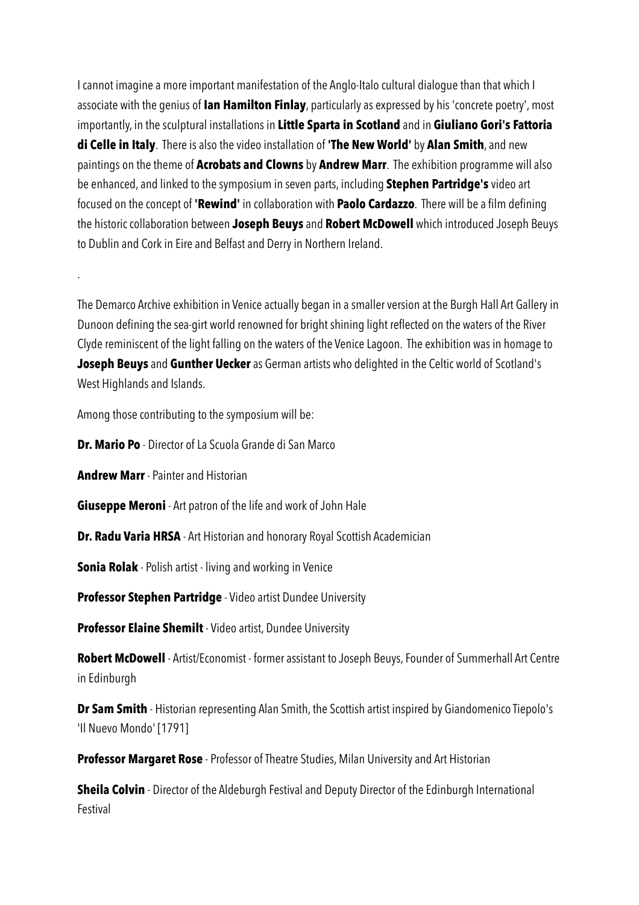I cannot imagine a more important manifestation of the Anglo-Italo cultural dialogue than that which I associate with the genius of **Ian Hamilton Finlay**, particularly as expressed by his 'concrete poetry', most importantly, in the sculptural installations in **Little Sparta in Scotland** and in **Giuliano Gori's Fattoria di Celle in Italy**. There is also the video installation of **'The New World'** by **Alan Smith**, and new paintings on the theme of **Acrobats and Clowns** by **Andrew Marr**. The exhibition programme will also be enhanced, and linked to the symposium in seven parts, including **Stephen Partridge's** video art focused on the concept of **'Rewind'** in collaboration with **Paolo Cardazzo**. There will be a film defining the historic collaboration between **Joseph Beuys** and **Robert McDowell** which introduced Joseph Beuys to Dublin and Cork in Eire and Belfast and Derry in Northern Ireland.

.

The Demarco Archive exhibition in Venice actually began in a smaller version at the Burgh Hall Art Gallery in Dunoon defining the sea-girt world renowned for bright shining light reflected on the waters of the River Clyde reminiscent of the light falling on the waters of the Venice Lagoon. The exhibition was in homage to **Joseph Beuys** and **Gunther Uecker** as German artists who delighted in the Celtic world of Scotland's West Highlands and Islands.

Among those contributing to the symposium will be:

**Dr. Mario Po** - Director of La Scuola Grande di San Marco

**Andrew Marr** - Painter and Historian

**Giuseppe Meroni** - Art patron of the life and work of John Hale

**Dr. Radu Varia HRSA** - Art Historian and honorary Royal Scottish Academician

**Sonia Rolak** - Polish artist - living and working in Venice

**Professor Stephen Partridge** - Video artist Dundee University

**Professor Elaine Shemilt** - Video artist, Dundee University

**Robert McDowell** - Artist/Economist - former assistant to Joseph Beuys, Founder of Summerhall Art Centre in Edinburgh

**Dr Sam Smith** - Historian representing Alan Smith, the Scottish artist inspired by Giandomenico Tiepolo's 'Il Nuevo Mondo' [1791]

**Professor Margaret Rose** - Professor of Theatre Studies, Milan University and Art Historian

**Sheila Colvin** - Director of the Aldeburgh Festival and Deputy Director of the Edinburgh International Festival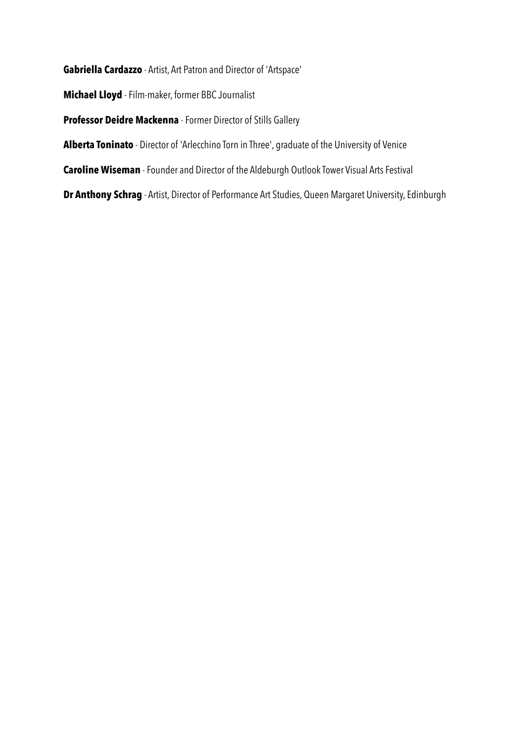**Gabriella Cardazzo** - Artist, Art Patron and Director of 'Artspace'

**Michael Lloyd** - Film-maker, former BBC Journalist

**Professor Deidre Mackenna** - Former Director of Stills Gallery

**Alberta Toninato** - Director of 'Arlecchino Torn in Three', graduate of the University of Venice

**Caroline Wiseman** - Founder and Director of the Aldeburgh Outlook Tower Visual Arts Festival

**Dr Anthony Schrag** - Artist, Director of Performance Art Studies, Queen Margaret University, Edinburgh